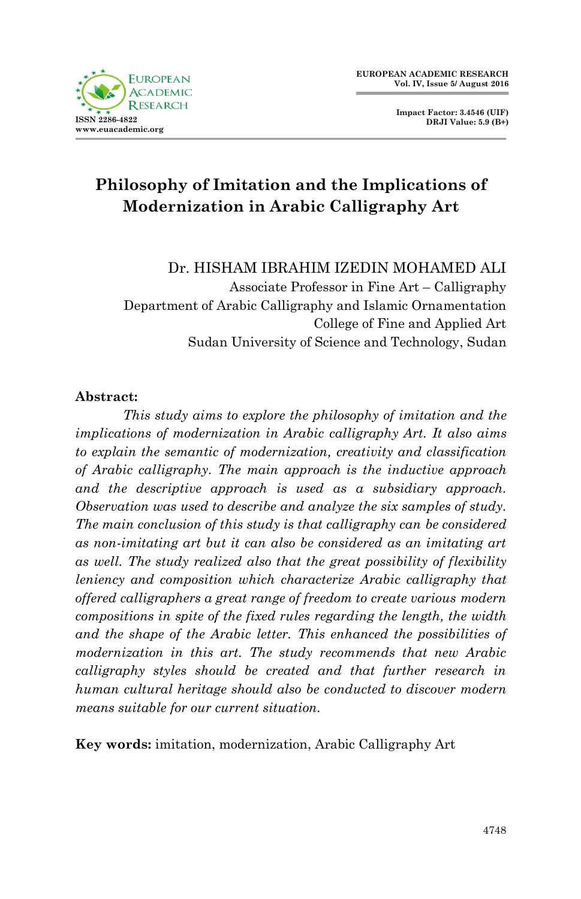# Philosophy of Imitation and the Implications of Modernization in Arabic Calligraphy Art

Dr. HISHAM IBRAHIM IZEDIN MOHAMED ALI
Associate Professor in Fine Art – Calligraphy
Department of Arabic Calligraphy and Islamic Ornamentation
College of Fine and Applied Art
Sudan University of Science and Technology, Sudan

**Abstract:**

*This study aims to explore the philosophy of imitation and the implications of modernization in Arabic calligraphy Art. It also aims to explain the semantic of modernization, creativity and classification of Arabic calligraphy. The main approach is the inductive approach and the descriptive approach is used as a subsidiary approach. Observation was used to describe and analyze the six samples of study. The main conclusion of this study is that calligraphy can be considered as non-imitating art but it can also be considered as an imitating art as well. The study realized also that the great possibility of flexibility leniency and composition which characterize Arabic calligraphy that offered calligraphers a great range of freedom to create various modern compositions in spite of the fixed rules regarding the length, the width and the shape of the Arabic letter. This enhanced the possibilities of modernization in this art. The study recommends that new Arabic calligraphy styles should be created and that further research in human cultural heritage should also be conducted to discover modern means suitable for our current situation.*

**Key words:** imitation, modernization, Arabic Calligraphy Art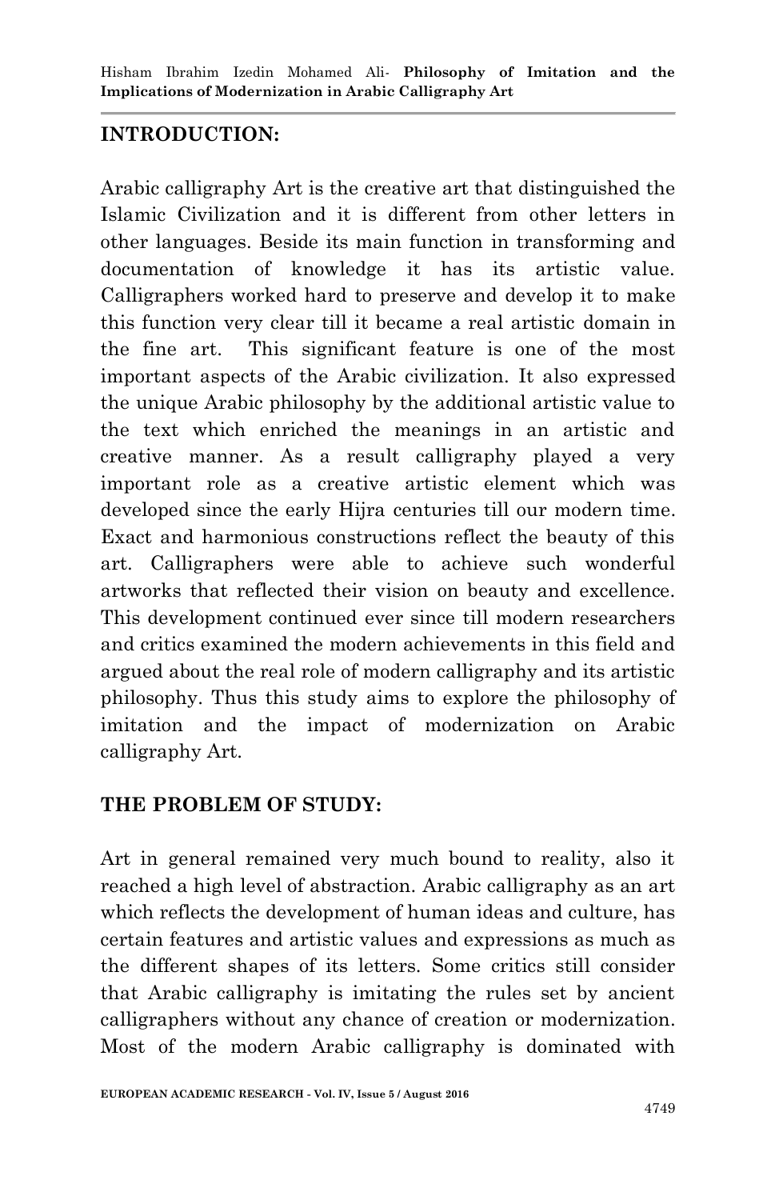## INTRODUCTION:

Arabic calligraphy Art is the creative art that distinguished the Islamic Civilization and it is different from other letters in other languages. Beside its main function in transforming and documentation of knowledge it has its artistic value. Calligraphers worked hard to preserve and develop it to make this function very clear till it became a real artistic domain in the fine art. This significant feature is one of the most important aspects of the Arabic civilization. It also expressed the unique Arabic philosophy by the additional artistic value to the text which enriched the meanings in an artistic and creative manner. As a result calligraphy played a very important role as a creative artistic element which was developed since the early Hijra centuries till our modern time. Exact and harmonious constructions reflect the beauty of this art. Calligraphers were able to achieve such wonderful artworks that reflected their vision on beauty and excellence. This development continued ever since till modern researchers and critics examined the modern achievements in this field and argued about the real role of modern calligraphy and its artistic philosophy. Thus this study aims to explore the philosophy of imitation and the impact of modernization on Arabic calligraphy Art.

## THE PROBLEM OF STUDY:

Art in general remained very much bound to reality, also it reached a high level of abstraction. Arabic calligraphy as an art which reflects the development of human ideas and culture, has certain features and artistic values and expressions as much as the different shapes of its letters. Some critics still consider that Arabic calligraphy is imitating the rules set by ancient calligraphers without any chance of creation or modernization. Most of the modern Arabic calligraphy is dominated with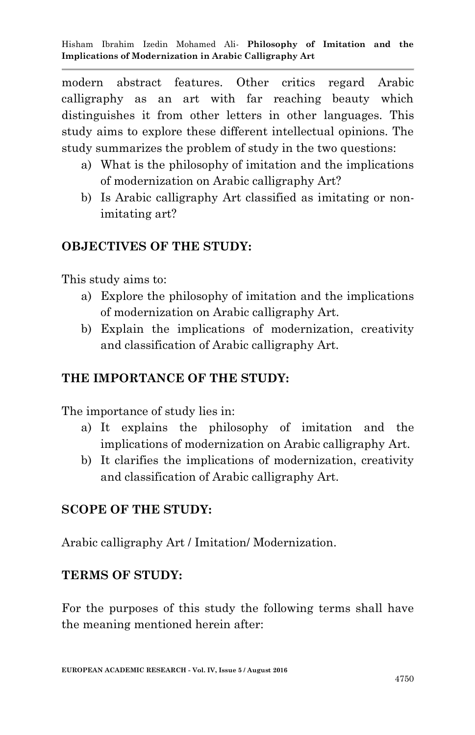modern abstract features. Other critics regard Arabic calligraphy as an art with far reaching beauty which distinguishes it from other letters in other languages. This study aims to explore these different intellectual opinions. The study summarizes the problem of study in the two questions:

a) What is the philosophy of imitation and the implications of modernization on Arabic calligraphy Art?
b) Is Arabic calligraphy Art classified as imitating or non-imitating art?

## OBJECTIVES OF THE STUDY:

This study aims to:

a) Explore the philosophy of imitation and the implications of modernization on Arabic calligraphy Art.
b) Explain the implications of modernization, creativity and classification of Arabic calligraphy Art.

## THE IMPORTANCE OF THE STUDY:

The importance of study lies in:

a) It explains the philosophy of imitation and the implications of modernization on Arabic calligraphy Art.
b) It clarifies the implications of modernization, creativity and classification of Arabic calligraphy Art.

## SCOPE OF THE STUDY:

Arabic calligraphy Art / Imitation/ Modernization.

## TERMS OF STUDY:

For the purposes of this study the following terms shall have the meaning mentioned herein after: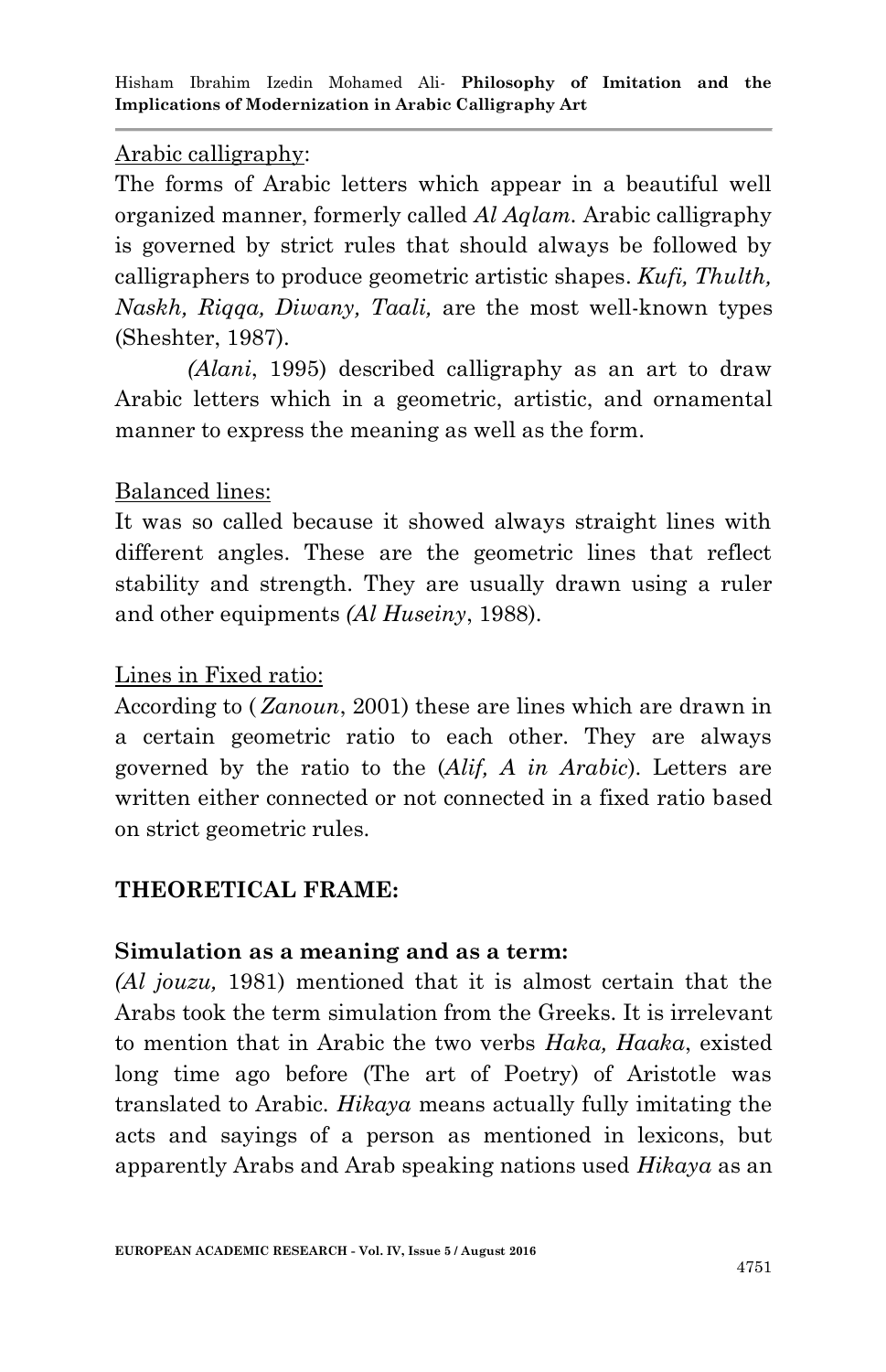Arabic calligraphy:

The forms of Arabic letters which appear in a beautiful well organized manner, formerly called *Al Aqlam*. Arabic calligraphy is governed by strict rules that should always be followed by calligraphers to produce geometric artistic shapes. *Kufi, Thulth, Naskh, Riqqa, Diwany, Taali,* are the most well-known types (Sheshter, 1987).

*(Alani*, 1995) described calligraphy as an art to draw Arabic letters which in a geometric, artistic, and ornamental manner to express the meaning as well as the form.

Balanced lines:

It was so called because it showed always straight lines with different angles. These are the geometric lines that reflect stability and strength. They are usually drawn using a ruler and other equipments *(Al Huseiny*, 1988).

Lines in Fixed ratio:

According to ( *Zanoun*, 2001) these are lines which are drawn in a certain geometric ratio to each other. They are always governed by the ratio to the (*Alif, A in Arabic*). Letters are written either connected or not connected in a fixed ratio based on strict geometric rules.

## THEORETICAL FRAME:

### Simulation as a meaning and as a term:

*(Al jouzu,* 1981) mentioned that it is almost certain that the Arabs took the term simulation from the Greeks. It is irrelevant to mention that in Arabic the two verbs *Haka, Haaka*, existed long time ago before (The art of Poetry) of Aristotle was translated to Arabic. *Hikaya* means actually fully imitating the acts and sayings of a person as mentioned in lexicons, but apparently Arabs and Arab speaking nations used *Hikaya* as an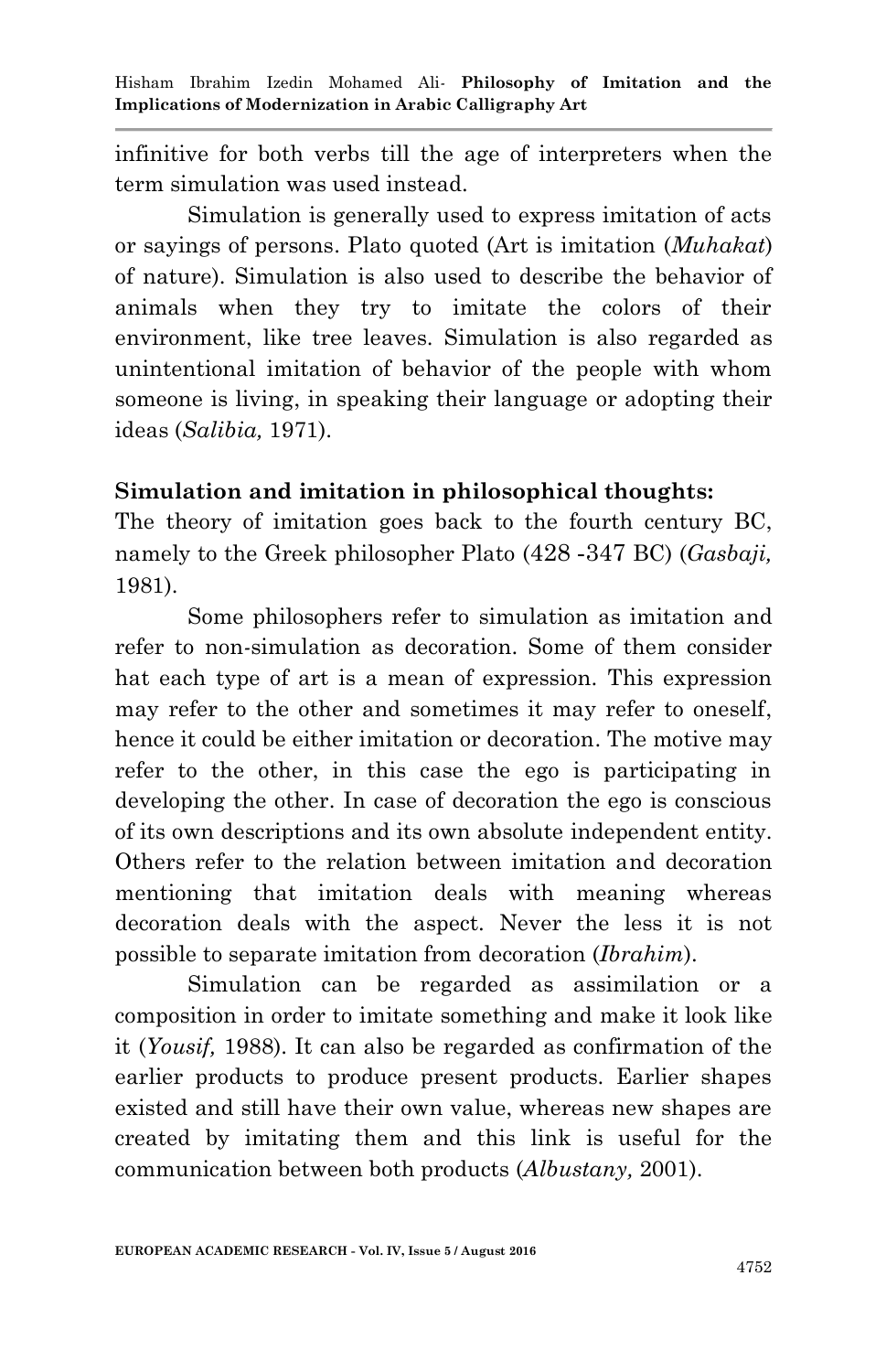infinitive for both verbs till the age of interpreters when the term simulation was used instead.

Simulation is generally used to express imitation of acts or sayings of persons. Plato quoted (Art is imitation (*Muhakat*) of nature). Simulation is also used to describe the behavior of animals when they try to imitate the colors of their environment, like tree leaves. Simulation is also regarded as unintentional imitation of behavior of the people with whom someone is living, in speaking their language or adopting their ideas (*Salibia,* 1971).

**Simulation and imitation in philosophical thoughts:**

The theory of imitation goes back to the fourth century BC, namely to the Greek philosopher Plato (428 -347 BC) (*Gasbaji,* 1981).

Some philosophers refer to simulation as imitation and refer to non-simulation as decoration. Some of them consider hat each type of art is a mean of expression. This expression may refer to the other and sometimes it may refer to oneself, hence it could be either imitation or decoration. The motive may refer to the other, in this case the ego is participating in developing the other. In case of decoration the ego is conscious of its own descriptions and its own absolute independent entity. Others refer to the relation between imitation and decoration mentioning that imitation deals with meaning whereas decoration deals with the aspect. Never the less it is not possible to separate imitation from decoration (*Ibrahim*).

Simulation can be regarded as assimilation or a composition in order to imitate something and make it look like it (*Yousif,* 1988). It can also be regarded as confirmation of the earlier products to produce present products. Earlier shapes existed and still have their own value, whereas new shapes are created by imitating them and this link is useful for the communication between both products (*Albustany,* 2001).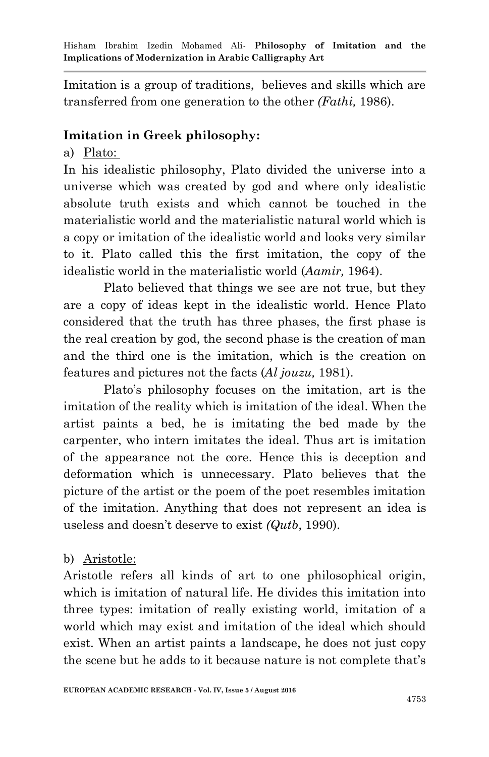Imitation is a group of traditions, believes and skills which are transferred from one generation to the other *(Fathi,* 1986).

**Imitation in Greek philosophy:**

a) Plato:

In his idealistic philosophy, Plato divided the universe into a universe which was created by god and where only idealistic absolute truth exists and which cannot be touched in the materialistic world and the materialistic natural world which is a copy or imitation of the idealistic world and looks very similar to it. Plato called this the first imitation, the copy of the idealistic world in the materialistic world (*Aamir,* 1964).

Plato believed that things we see are not true, but they are a copy of ideas kept in the idealistic world. Hence Plato considered that the truth has three phases, the first phase is the real creation by god, the second phase is the creation of man and the third one is the imitation, which is the creation on features and pictures not the facts (*Al jouzu,* 1981).

Plato's philosophy focuses on the imitation, art is the imitation of the reality which is imitation of the ideal. When the artist paints a bed, he is imitating the bed made by the carpenter, who intern imitates the ideal. Thus art is imitation of the appearance not the core. Hence this is deception and deformation which is unnecessary. Plato believes that the picture of the artist or the poem of the poet resembles imitation of the imitation. Anything that does not represent an idea is useless and doesn't deserve to exist *(Qutb*, 1990).

b) Aristotle:

Aristotle refers all kinds of art to one philosophical origin, which is imitation of natural life. He divides this imitation into three types: imitation of really existing world, imitation of a world which may exist and imitation of the ideal which should exist. When an artist paints a landscape, he does not just copy the scene but he adds to it because nature is not complete that's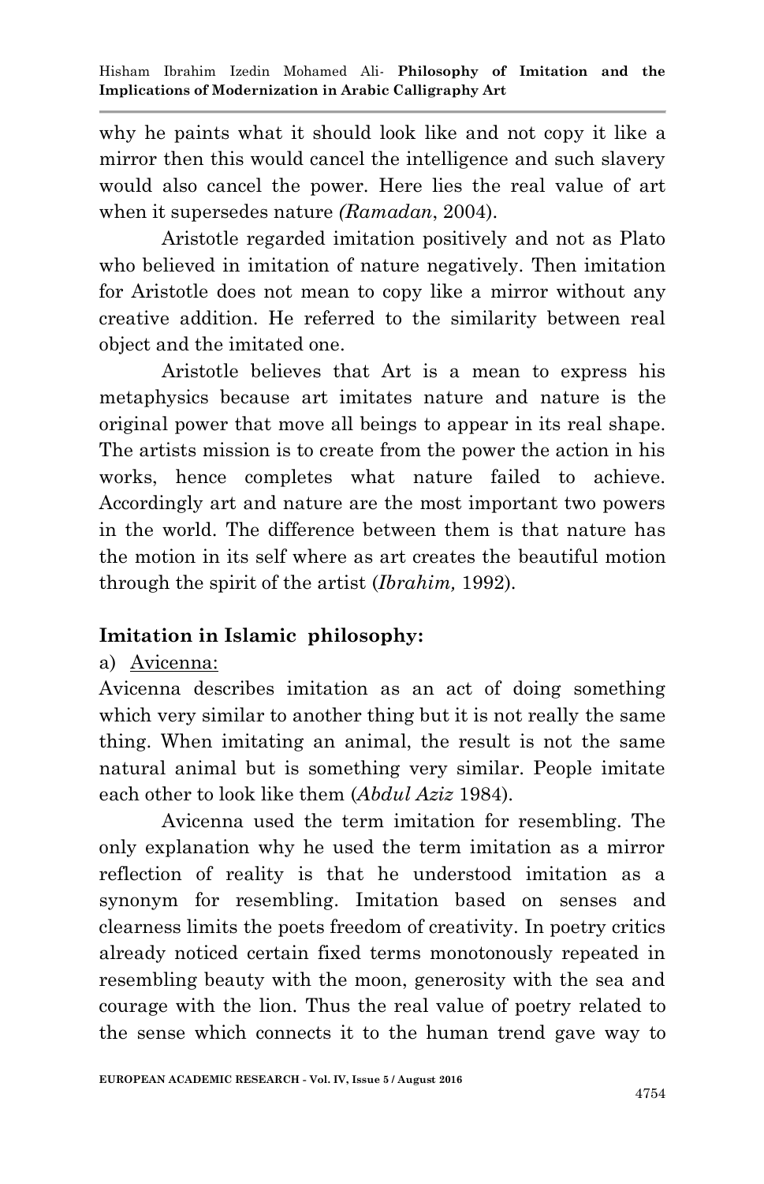why he paints what it should look like and not copy it like a mirror then this would cancel the intelligence and such slavery would also cancel the power. Here lies the real value of art when it supersedes nature *(Ramadan*, 2004).

Aristotle regarded imitation positively and not as Plato who believed in imitation of nature negatively. Then imitation for Aristotle does not mean to copy like a mirror without any creative addition. He referred to the similarity between real object and the imitated one.

Aristotle believes that Art is a mean to express his metaphysics because art imitates nature and nature is the original power that move all beings to appear in its real shape. The artists mission is to create from the power the action in his works, hence completes what nature failed to achieve. Accordingly art and nature are the most important two powers in the world. The difference between them is that nature has the motion in its self where as art creates the beautiful motion through the spirit of the artist (*Ibrahim,* 1992).

## Imitation in Islamic philosophy:

a) <u>Avicenna:</u>

Avicenna describes imitation as an act of doing something which very similar to another thing but it is not really the same thing. When imitating an animal, the result is not the same natural animal but is something very similar. People imitate each other to look like them (*Abdul Aziz* 1984).

Avicenna used the term imitation for resembling. The only explanation why he used the term imitation as a mirror reflection of reality is that he understood imitation as a synonym for resembling. Imitation based on senses and clearness limits the poets freedom of creativity. In poetry critics already noticed certain fixed terms monotonously repeated in resembling beauty with the moon, generosity with the sea and courage with the lion. Thus the real value of poetry related to the sense which connects it to the human trend gave way to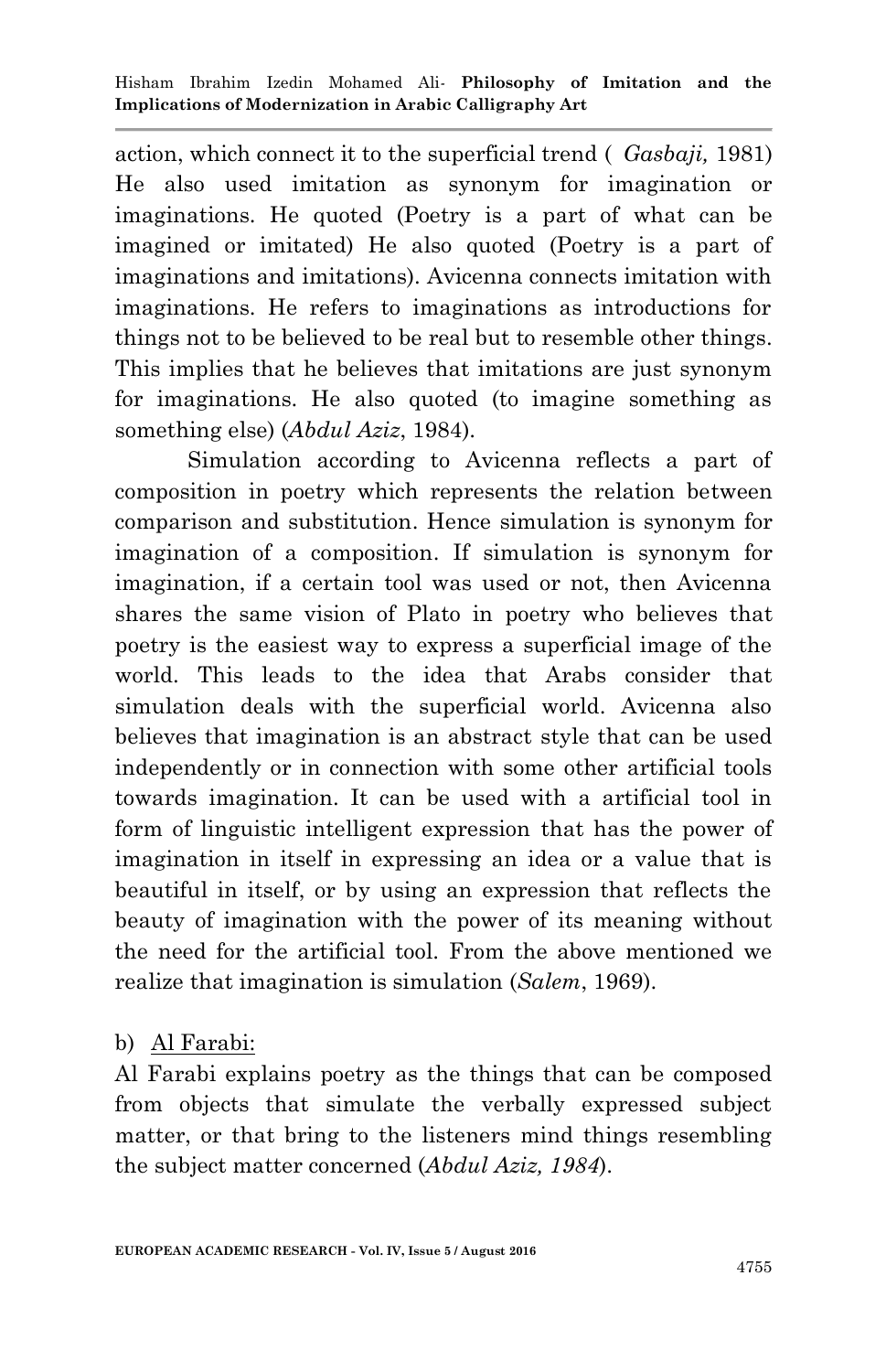action, which connect it to the superficial trend ( *Gasbaji,* 1981) He also used imitation as synonym for imagination or imaginations. He quoted (Poetry is a part of what can be imagined or imitated) He also quoted (Poetry is a part of imaginations and imitations). Avicenna connects imitation with imaginations. He refers to imaginations as introductions for things not to be believed to be real but to resemble other things. This implies that he believes that imitations are just synonym for imaginations. He also quoted (to imagine something as something else) (*Abdul Aziz*, 1984).

Simulation according to Avicenna reflects a part of composition in poetry which represents the relation between comparison and substitution. Hence simulation is synonym for imagination of a composition. If simulation is synonym for imagination, if a certain tool was used or not, then Avicenna shares the same vision of Plato in poetry who believes that poetry is the easiest way to express a superficial image of the world. This leads to the idea that Arabs consider that simulation deals with the superficial world. Avicenna also believes that imagination is an abstract style that can be used independently or in connection with some other artificial tools towards imagination. It can be used with a artificial tool in form of linguistic intelligent expression that has the power of imagination in itself in expressing an idea or a value that is beautiful in itself, or by using an expression that reflects the beauty of imagination with the power of its meaning without the need for the artificial tool. From the above mentioned we realize that imagination is simulation (*Salem*, 1969).

b) Al Farabi:

Al Farabi explains poetry as the things that can be composed from objects that simulate the verbally expressed subject matter, or that bring to the listeners mind things resembling the subject matter concerned (*Abdul Aziz, 1984*).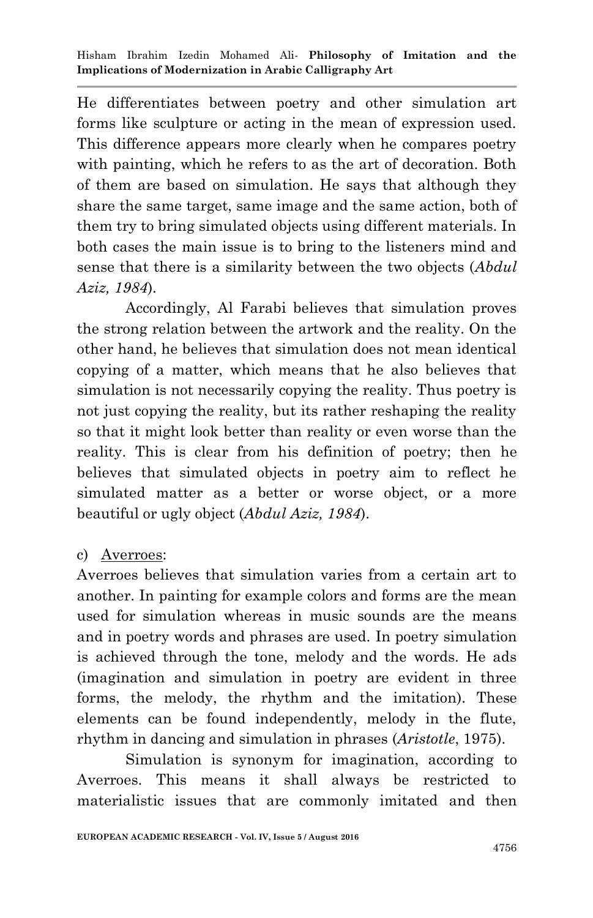He differentiates between poetry and other simulation art forms like sculpture or acting in the mean of expression used. This difference appears more clearly when he compares poetry with painting, which he refers to as the art of decoration. Both of them are based on simulation. He says that although they share the same target, same image and the same action, both of them try to bring simulated objects using different materials. In both cases the main issue is to bring to the listeners mind and sense that there is a similarity between the two objects (*Abdul Aziz, 1984*).

Accordingly, Al Farabi believes that simulation proves the strong relation between the artwork and the reality. On the other hand, he believes that simulation does not mean identical copying of a matter, which means that he also believes that simulation is not necessarily copying the reality. Thus poetry is not just copying the reality, but its rather reshaping the reality so that it might look better than reality or even worse than the reality. This is clear from his definition of poetry; then he believes that simulated objects in poetry aim to reflect he simulated matter as a better or worse object, or a more beautiful or ugly object (*Abdul Aziz, 1984*).

c) Averroes:

Averroes believes that simulation varies from a certain art to another. In painting for example colors and forms are the mean used for simulation whereas in music sounds are the means and in poetry words and phrases are used. In poetry simulation is achieved through the tone, melody and the words. He ads (imagination and simulation in poetry are evident in three forms, the melody, the rhythm and the imitation). These elements can be found independently, melody in the flute, rhythm in dancing and simulation in phrases (*Aristotle*, 1975).

Simulation is synonym for imagination, according to Averroes. This means it shall always be restricted to materialistic issues that are commonly imitated and then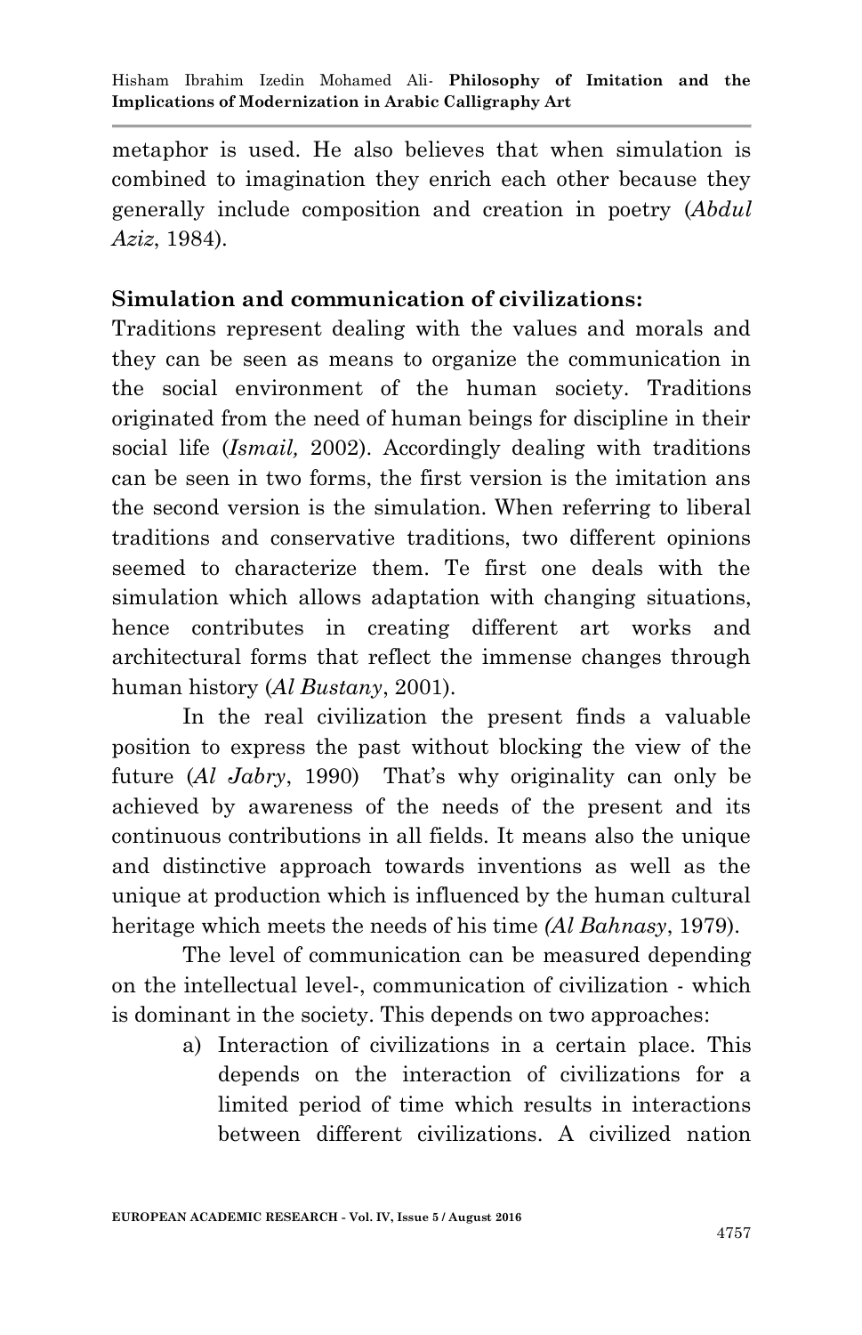metaphor is used. He also believes that when simulation is combined to imagination they enrich each other because they generally include composition and creation in poetry (*Abdul Aziz*, 1984).

**Simulation and communication of civilizations:**

Traditions represent dealing with the values and morals and they can be seen as means to organize the communication in the social environment of the human society. Traditions originated from the need of human beings for discipline in their social life (*Ismail,* 2002). Accordingly dealing with traditions can be seen in two forms, the first version is the imitation ans the second version is the simulation. When referring to liberal traditions and conservative traditions, two different opinions seemed to characterize them. Te first one deals with the simulation which allows adaptation with changing situations, hence contributes in creating different art works and architectural forms that reflect the immense changes through human history (*Al Bustany*, 2001).

In the real civilization the present finds a valuable position to express the past without blocking the view of the future (*Al Jabry*, 1990) That's why originality can only be achieved by awareness of the needs of the present and its continuous contributions in all fields. It means also the unique and distinctive approach towards inventions as well as the unique at production which is influenced by the human cultural heritage which meets the needs of his time *(Al Bahnasy*, 1979).

The level of communication can be measured depending on the intellectual level-, communication of civilization - which is dominant in the society. This depends on two approaches:

a) Interaction of civilizations in a certain place. This depends on the interaction of civilizations for a limited period of time which results in interactions between different civilizations. A civilized nation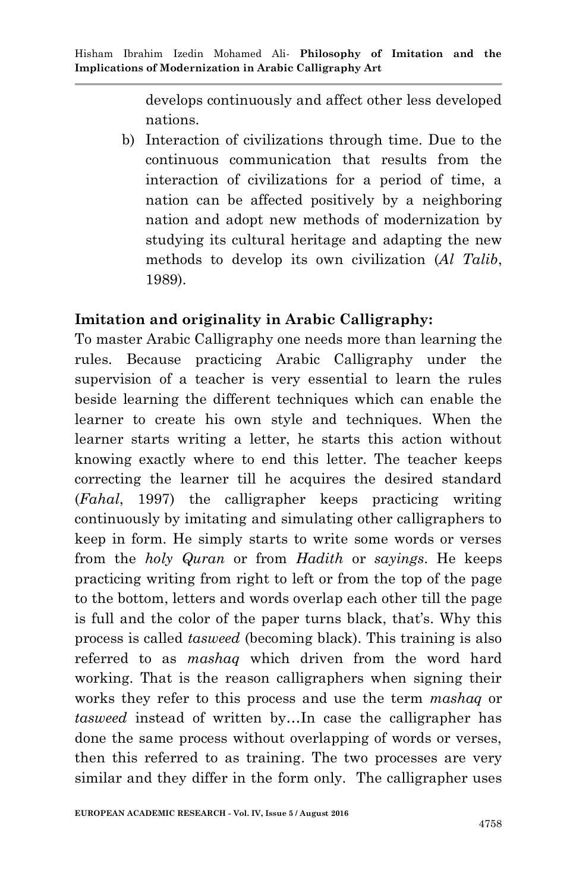develops continuously and affect other less developed nations.

b) Interaction of civilizations through time. Due to the continuous communication that results from the interaction of civilizations for a period of time, a nation can be affected positively by a neighboring nation and adopt new methods of modernization by studying its cultural heritage and adapting the new methods to develop its own civilization (*Al Talib*, 1989).

## Imitation and originality in Arabic Calligraphy:

To master Arabic Calligraphy one needs more than learning the rules. Because practicing Arabic Calligraphy under the supervision of a teacher is very essential to learn the rules beside learning the different techniques which can enable the learner to create his own style and techniques. When the learner starts writing a letter, he starts this action without knowing exactly where to end this letter. The teacher keeps correcting the learner till he acquires the desired standard (*Fahal*, 1997) the calligrapher keeps practicing writing continuously by imitating and simulating other calligraphers to keep in form. He simply starts to write some words or verses from the *holy Quran* or from *Hadith* or *sayings*. He keeps practicing writing from right to left or from the top of the page to the bottom, letters and words overlap each other till the page is full and the color of the paper turns black, that's. Why this process is called *tasweed* (becoming black). This training is also referred to as *mashaq* which driven from the word hard working. That is the reason calligraphers when signing their works they refer to this process and use the term *mashaq* or *tasweed* instead of written by…In case the calligrapher has done the same process without overlapping of words or verses, then this referred to as training. The two processes are very similar and they differ in the form only. The calligrapher uses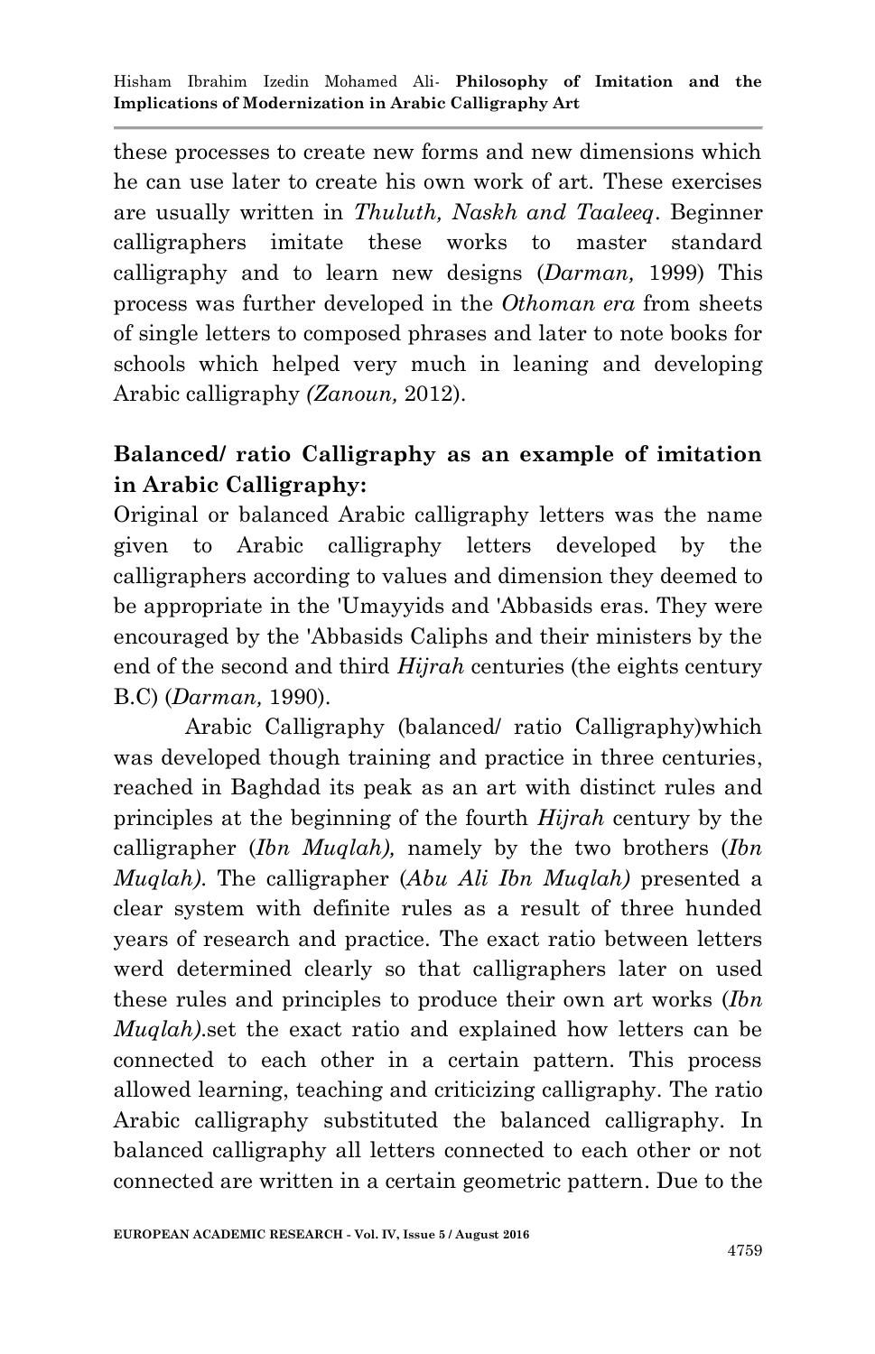these processes to create new forms and new dimensions which he can use later to create his own work of art. These exercises are usually written in *Thuluth, Naskh and Taaleeq*. Beginner calligraphers imitate these works to master standard calligraphy and to learn new designs (*Darman,* 1999) This process was further developed in the *Othoman era* from sheets of single letters to composed phrases and later to note books for schools which helped very much in leaning and developing Arabic calligraphy *(Zanoun,* 2012).

**Balanced/ ratio Calligraphy as an example of imitation in Arabic Calligraphy:**

Original or balanced Arabic calligraphy letters was the name given to Arabic calligraphy letters developed by the calligraphers according to values and dimension they deemed to be appropriate in the 'Umayyids and 'Abbasids eras. They were encouraged by the 'Abbasids Caliphs and their ministers by the end of the second and third *Hijrah* centuries (the eights century B.C) (*Darman,* 1990).

Arabic Calligraphy (balanced/ ratio Calligraphy)which was developed though training and practice in three centuries, reached in Baghdad its peak as an art with distinct rules and principles at the beginning of the fourth *Hijrah* century by the calligrapher (*Ibn Muqlah),* namely by the two brothers (*Ibn Muqlah).* The calligrapher (*Abu Ali Ibn Muqlah)* presented a clear system with definite rules as a result of three hunded years of research and practice. The exact ratio between letters werd determined clearly so that calligraphers later on used these rules and principles to produce their own art works (*Ibn Muqlah)*.set the exact ratio and explained how letters can be connected to each other in a certain pattern. This process allowed learning, teaching and criticizing calligraphy. The ratio Arabic calligraphy substituted the balanced calligraphy. In balanced calligraphy all letters connected to each other or not connected are written in a certain geometric pattern. Due to the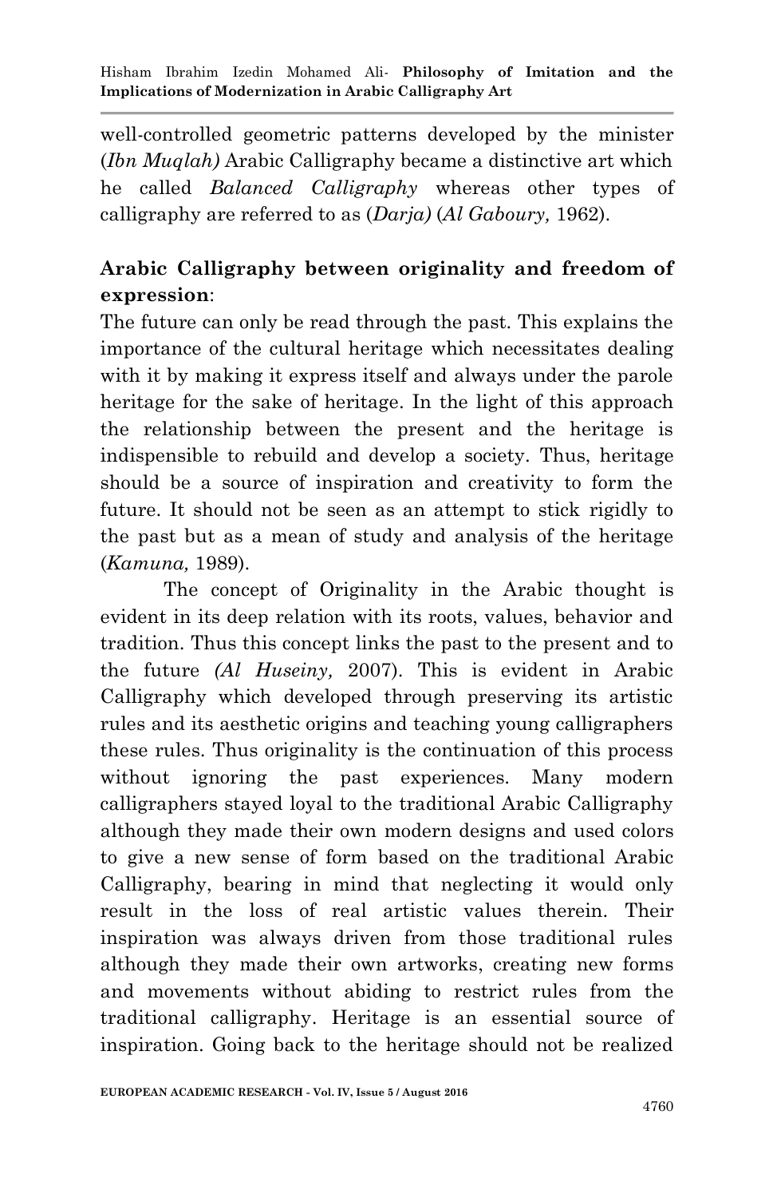well-controlled geometric patterns developed by the minister (*Ibn Muqlah)* Arabic Calligraphy became a distinctive art which he called *Balanced Calligraphy* whereas other types of calligraphy are referred to as (*Darja)* (*Al Gaboury,* 1962).

## Arabic Calligraphy between originality and freedom of expression:

The future can only be read through the past. This explains the importance of the cultural heritage which necessitates dealing with it by making it express itself and always under the parole heritage for the sake of heritage. In the light of this approach the relationship between the present and the heritage is indispensible to rebuild and develop a society. Thus, heritage should be a source of inspiration and creativity to form the future. It should not be seen as an attempt to stick rigidly to the past but as a mean of study and analysis of the heritage (*Kamuna,* 1989).

The concept of Originality in the Arabic thought is evident in its deep relation with its roots, values, behavior and tradition. Thus this concept links the past to the present and to the future *(Al Huseiny,* 2007). This is evident in Arabic Calligraphy which developed through preserving its artistic rules and its aesthetic origins and teaching young calligraphers these rules. Thus originality is the continuation of this process without ignoring the past experiences. Many modern calligraphers stayed loyal to the traditional Arabic Calligraphy although they made their own modern designs and used colors to give a new sense of form based on the traditional Arabic Calligraphy, bearing in mind that neglecting it would only result in the loss of real artistic values therein. Their inspiration was always driven from those traditional rules although they made their own artworks, creating new forms and movements without abiding to restrict rules from the traditional calligraphy. Heritage is an essential source of inspiration. Going back to the heritage should not be realized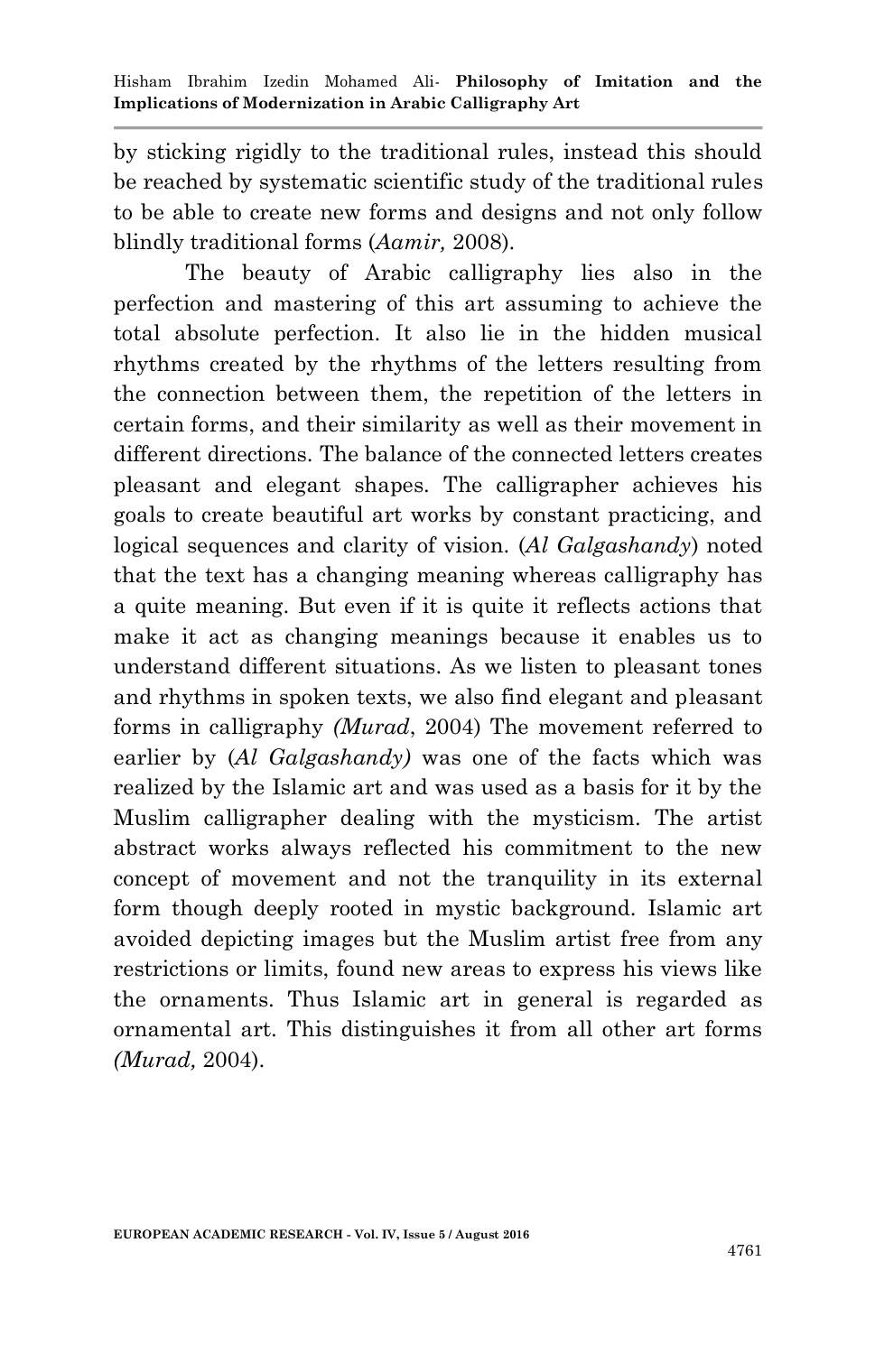by sticking rigidly to the traditional rules, instead this should be reached by systematic scientific study of the traditional rules to be able to create new forms and designs and not only follow blindly traditional forms (*Aamir,* 2008).

The beauty of Arabic calligraphy lies also in the perfection and mastering of this art assuming to achieve the total absolute perfection. It also lie in the hidden musical rhythms created by the rhythms of the letters resulting from the connection between them, the repetition of the letters in certain forms, and their similarity as well as their movement in different directions. The balance of the connected letters creates pleasant and elegant shapes. The calligrapher achieves his goals to create beautiful art works by constant practicing, and logical sequences and clarity of vision. (*Al Galgashandy*) noted that the text has a changing meaning whereas calligraphy has a quite meaning. But even if it is quite it reflects actions that make it act as changing meanings because it enables us to understand different situations. As we listen to pleasant tones and rhythms in spoken texts, we also find elegant and pleasant forms in calligraphy *(Murad*, 2004) The movement referred to earlier by (*Al Galgashandy)* was one of the facts which was realized by the Islamic art and was used as a basis for it by the Muslim calligrapher dealing with the mysticism. The artist abstract works always reflected his commitment to the new concept of movement and not the tranquility in its external form though deeply rooted in mystic background. Islamic art avoided depicting images but the Muslim artist free from any restrictions or limits, found new areas to express his views like the ornaments. Thus Islamic art in general is regarded as ornamental art. This distinguishes it from all other art forms *(Murad,* 2004).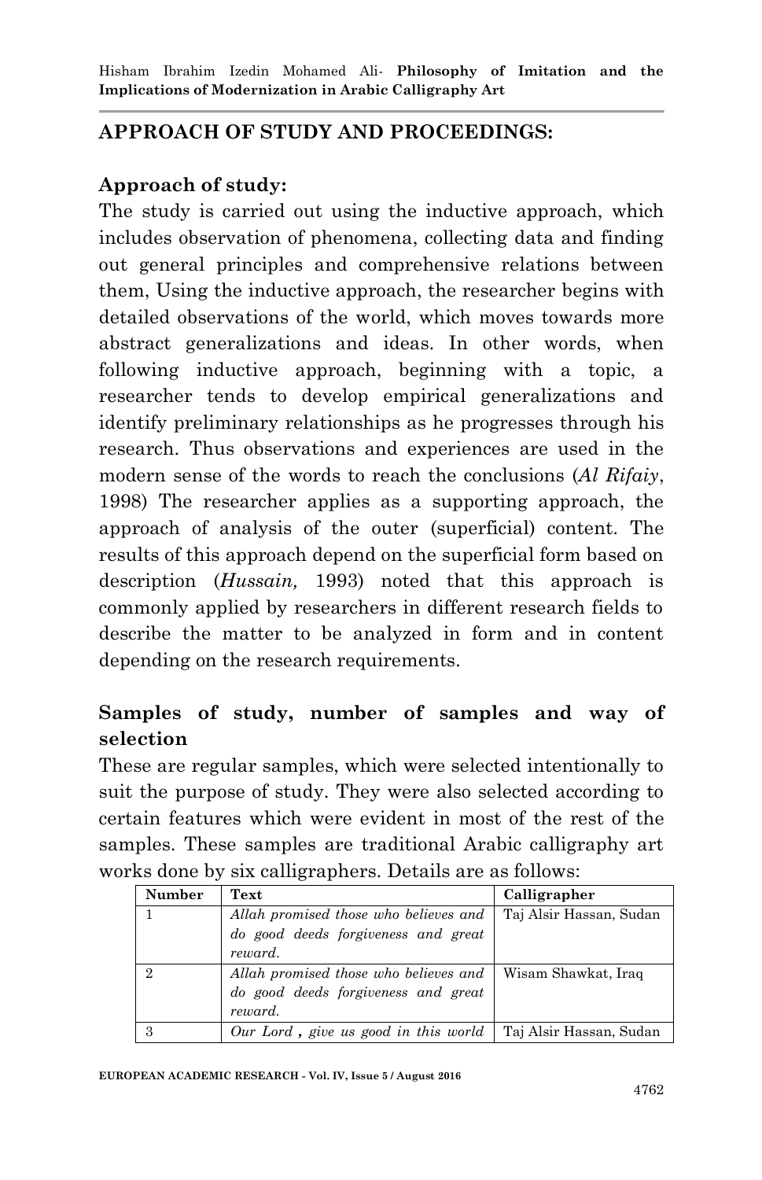## APPROACH OF STUDY AND PROCEEDINGS:

### Approach of study:

The study is carried out using the inductive approach, which includes observation of phenomena, collecting data and finding out general principles and comprehensive relations between them, Using the inductive approach, the researcher begins with detailed observations of the world, which moves towards more abstract generalizations and ideas. In other words, when following inductive approach, beginning with a topic, a researcher tends to develop empirical generalizations and identify preliminary relationships as he progresses through his research. Thus observations and experiences are used in the modern sense of the words to reach the conclusions (*Al Rifaiy*, 1998) The researcher applies as a supporting approach, the approach of analysis of the outer (superficial) content. The results of this approach depend on the superficial form based on description (*Hussain,* 1993) noted that this approach is commonly applied by researchers in different research fields to describe the matter to be analyzed in form and in content depending on the research requirements.

### Samples of study, number of samples and way of selection

These are regular samples, which were selected intentionally to suit the purpose of study. They were also selected according to certain features which were evident in most of the rest of the samples. These samples are traditional Arabic calligraphy art works done by six calligraphers. Details are as follows:

| Number | Text | Calligrapher |
|---|---|---|
| 1 | *Allah promised those who believes and do good deeds forgiveness and great reward.* | Taj Alsir Hassan, Sudan |
| 2 | *Allah promised those who believes and do good deeds forgiveness and great reward.* | Wisam Shawkat, Iraq |
| 3 | *Our Lord , give us good in this world* | Taj Alsir Hassan, Sudan |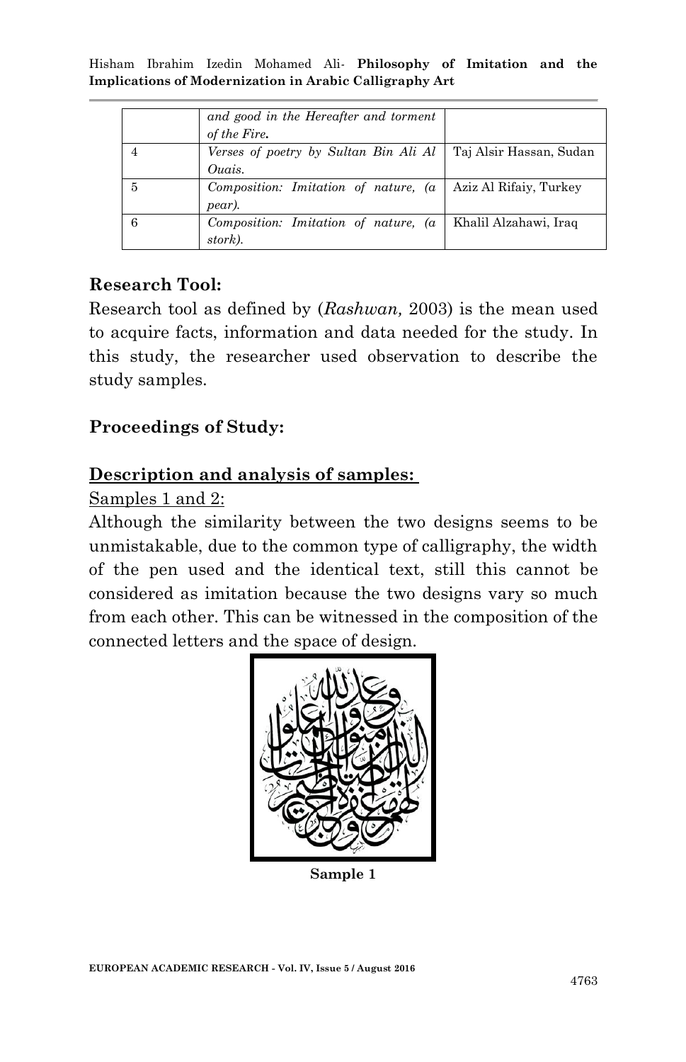|  | *and good in the Hereafter and torment of the Fire.* |  |
| --- | --- | --- |
| 4 | *Verses of poetry by Sultan Bin Ali Al Ouais.* | Taj Alsir Hassan, Sudan |
| 5 | *Composition: Imitation of nature, (a pear).* | Aziz Al Rifaiy, Turkey |
| 6 | *Composition: Imitation of nature, (a stork).* | Khalil Alzahawi, Iraq |

## Research Tool:

Research tool as defined by (*Rashwan,* 2003) is the mean used to acquire facts, information and data needed for the study. In this study, the researcher used observation to describe the study samples.

## Proceedings of Study:

### Description and analysis of samples:

Samples 1 and 2:

Although the similarity between the two designs seems to be unmistakable, due to the common type of calligraphy, the width of the pen used and the identical text, still this cannot be considered as imitation because the two designs vary so much from each other. This can be witnessed in the composition of the connected letters and the space of design.

**Sample 1**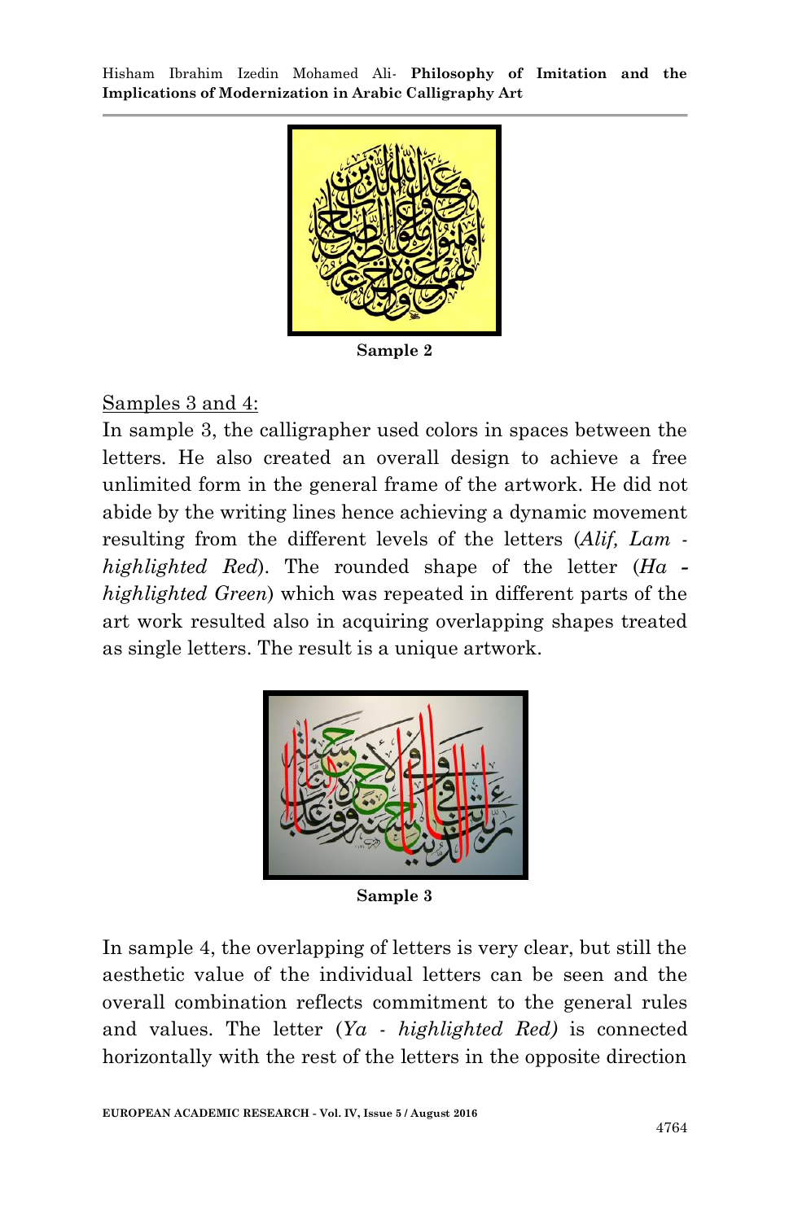Sample 2

Samples 3 and 4:

In sample 3, the calligrapher used colors in spaces between the letters. He also created an overall design to achieve a free unlimited form in the general frame of the artwork. He did not abide by the writing lines hence achieving a dynamic movement resulting from the different levels of the letters (*Alif, Lam - highlighted Red*). The rounded shape of the letter (*Ha - highlighted Green*) which was repeated in different parts of the art work resulted also in acquiring overlapping shapes treated as single letters. The result is a unique artwork.

Sample 3

In sample 4, the overlapping of letters is very clear, but still the aesthetic value of the individual letters can be seen and the overall combination reflects commitment to the general rules and values. The letter (*Ya - highlighted Red)* is connected horizontally with the rest of the letters in the opposite direction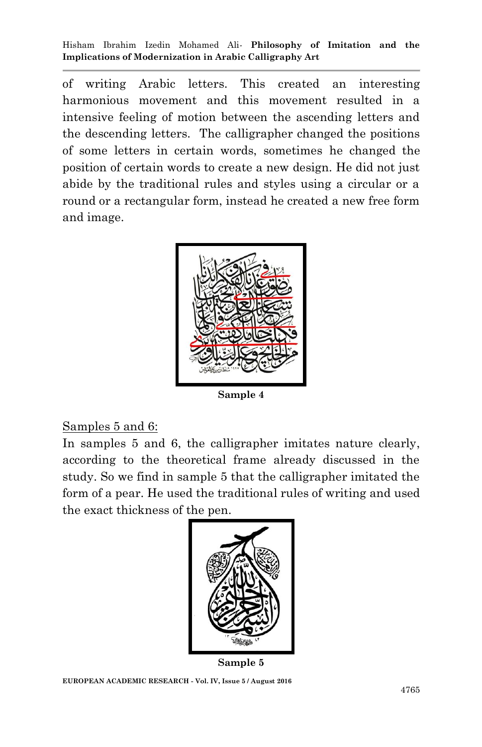of writing Arabic letters. This created an interesting harmonious movement and this movement resulted in a intensive feeling of motion between the ascending letters and the descending letters. The calligrapher changed the positions of some letters in certain words, sometimes he changed the position of certain words to create a new design. He did not just abide by the traditional rules and styles using a circular or a round or a rectangular form, instead he created a new free form and image.

Sample 4

<u>Samples 5 and 6:</u>

In samples 5 and 6, the calligrapher imitates nature clearly, according to the theoretical frame already discussed in the study. So we find in sample 5 that the calligrapher imitated the form of a pear. He used the traditional rules of writing and used the exact thickness of the pen.

Sample 5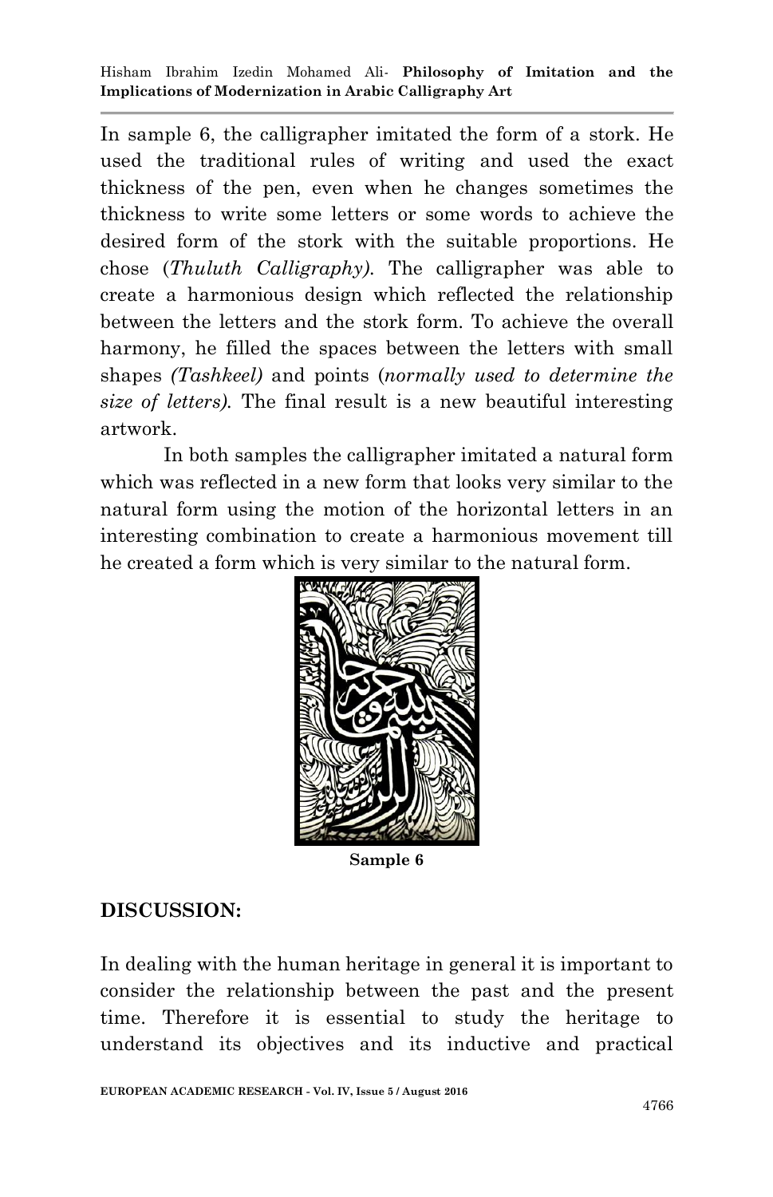In sample 6, the calligrapher imitated the form of a stork. He used the traditional rules of writing and used the exact thickness of the pen, even when he changes sometimes the thickness to write some letters or some words to achieve the desired form of the stork with the suitable proportions. He chose (*Thuluth Calligraphy)*. The calligrapher was able to create a harmonious design which reflected the relationship between the letters and the stork form. To achieve the overall harmony, he filled the spaces between the letters with small shapes *(Tashkeel)* and points (*normally used to determine the size of letters)*. The final result is a new beautiful interesting artwork.

In both samples the calligrapher imitated a natural form which was reflected in a new form that looks very similar to the natural form using the motion of the horizontal letters in an interesting combination to create a harmonious movement till he created a form which is very similar to the natural form.

**Sample 6**

## DISCUSSION:

In dealing with the human heritage in general it is important to consider the relationship between the past and the present time. Therefore it is essential to study the heritage to understand its objectives and its inductive and practical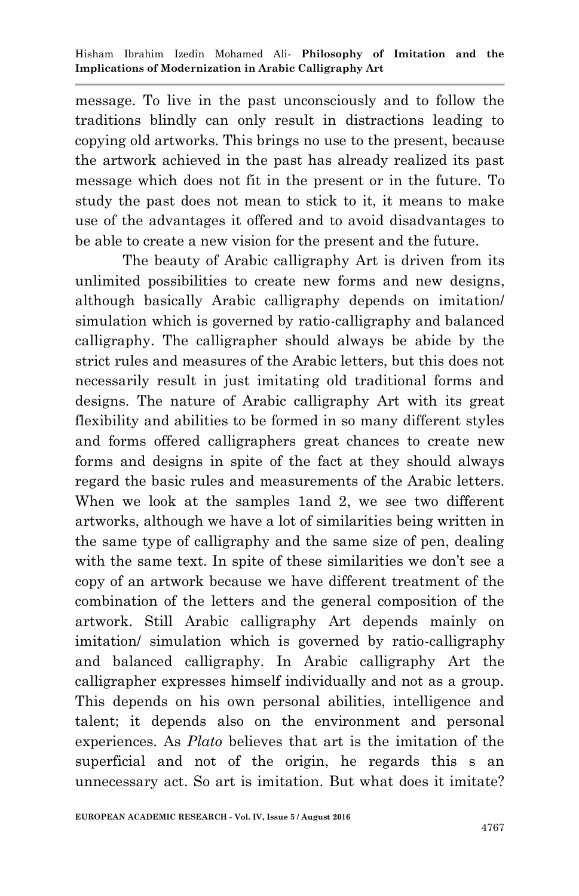message. To live in the past unconsciously and to follow the traditions blindly can only result in distractions leading to copying old artworks. This brings no use to the present, because the artwork achieved in the past has already realized its past message which does not fit in the present or in the future. To study the past does not mean to stick to it, it means to make use of the advantages it offered and to avoid disadvantages to be able to create a new vision for the present and the future.

The beauty of Arabic calligraphy Art is driven from its unlimited possibilities to create new forms and new designs, although basically Arabic calligraphy depends on imitation/ simulation which is governed by ratio-calligraphy and balanced calligraphy. The calligrapher should always be abide by the strict rules and measures of the Arabic letters, but this does not necessarily result in just imitating old traditional forms and designs. The nature of Arabic calligraphy Art with its great flexibility and abilities to be formed in so many different styles and forms offered calligraphers great chances to create new forms and designs in spite of the fact at they should always regard the basic rules and measurements of the Arabic letters. When we look at the samples 1and 2, we see two different artworks, although we have a lot of similarities being written in the same type of calligraphy and the same size of pen, dealing with the same text. In spite of these similarities we don't see a copy of an artwork because we have different treatment of the combination of the letters and the general composition of the artwork. Still Arabic calligraphy Art depends mainly on imitation/ simulation which is governed by ratio-calligraphy and balanced calligraphy. In Arabic calligraphy Art the calligrapher expresses himself individually and not as a group. This depends on his own personal abilities, intelligence and talent; it depends also on the environment and personal experiences. As *Plato* believes that art is the imitation of the superficial and not of the origin, he regards this s an unnecessary act. So art is imitation. But what does it imitate?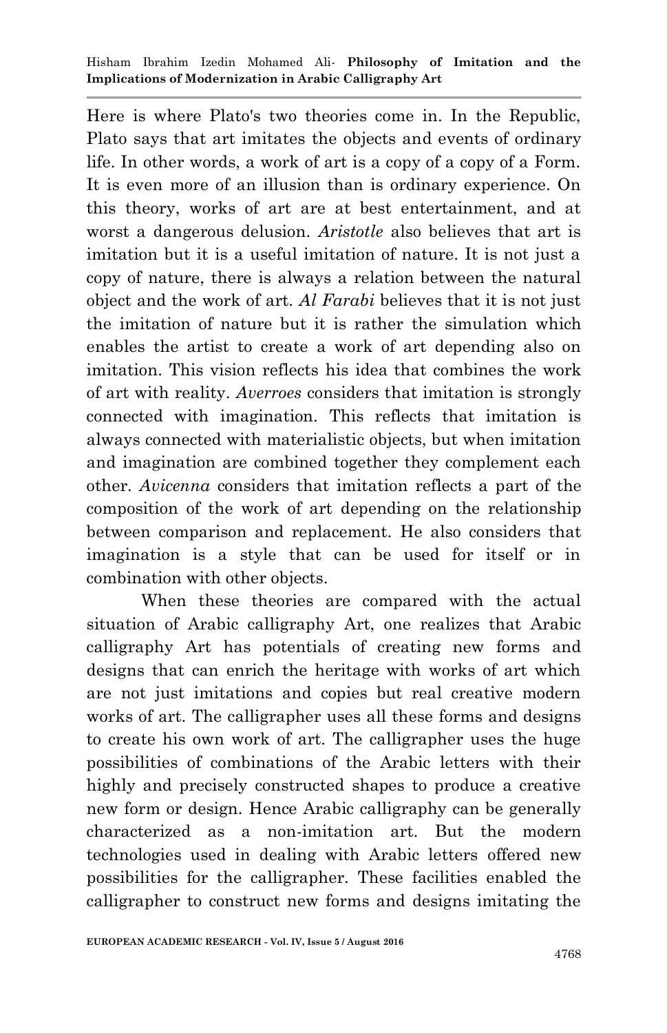Here is where Plato's two theories come in. In the Republic, Plato says that art imitates the objects and events of ordinary life. In other words, a work of art is a copy of a copy of a Form. It is even more of an illusion than is ordinary experience. On this theory, works of art are at best entertainment, and at worst a dangerous delusion. *Aristotle* also believes that art is imitation but it is a useful imitation of nature. It is not just a copy of nature, there is always a relation between the natural object and the work of art. *Al Farabi* believes that it is not just the imitation of nature but it is rather the simulation which enables the artist to create a work of art depending also on imitation. This vision reflects his idea that combines the work of art with reality. *Averroes* considers that imitation is strongly connected with imagination. This reflects that imitation is always connected with materialistic objects, but when imitation and imagination are combined together they complement each other. *Avicenna* considers that imitation reflects a part of the composition of the work of art depending on the relationship between comparison and replacement. He also considers that imagination is a style that can be used for itself or in combination with other objects.

When these theories are compared with the actual situation of Arabic calligraphy Art, one realizes that Arabic calligraphy Art has potentials of creating new forms and designs that can enrich the heritage with works of art which are not just imitations and copies but real creative modern works of art. The calligrapher uses all these forms and designs to create his own work of art. The calligrapher uses the huge possibilities of combinations of the Arabic letters with their highly and precisely constructed shapes to produce a creative new form or design. Hence Arabic calligraphy can be generally characterized as a non-imitation art. But the modern technologies used in dealing with Arabic letters offered new possibilities for the calligrapher. These facilities enabled the calligrapher to construct new forms and designs imitating the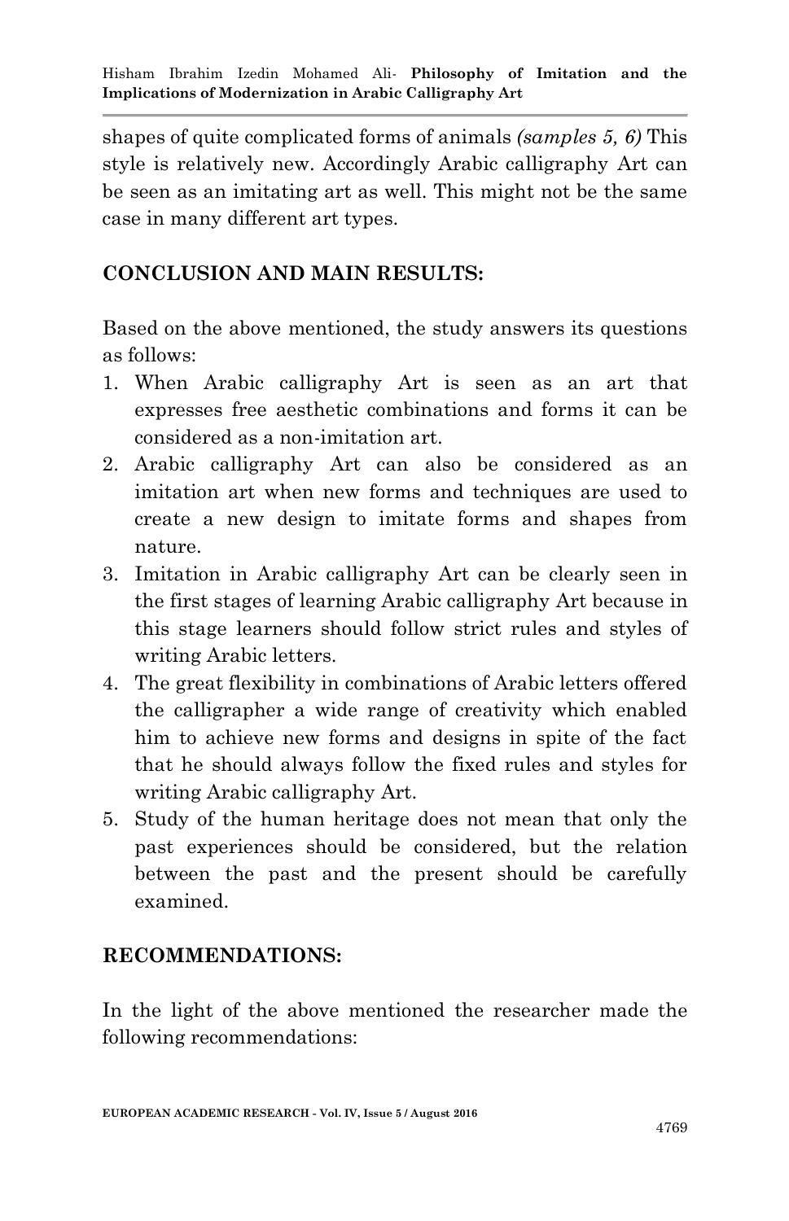shapes of quite complicated forms of animals *(samples 5, 6)* This style is relatively new. Accordingly Arabic calligraphy Art can be seen as an imitating art as well. This might not be the same case in many different art types.

## CONCLUSION AND MAIN RESULTS:

Based on the above mentioned, the study answers its questions as follows:

1. When Arabic calligraphy Art is seen as an art that expresses free aesthetic combinations and forms it can be considered as a non-imitation art.
2. Arabic calligraphy Art can also be considered as an imitation art when new forms and techniques are used to create a new design to imitate forms and shapes from nature.
3. Imitation in Arabic calligraphy Art can be clearly seen in the first stages of learning Arabic calligraphy Art because in this stage learners should follow strict rules and styles of writing Arabic letters.
4. The great flexibility in combinations of Arabic letters offered the calligrapher a wide range of creativity which enabled him to achieve new forms and designs in spite of the fact that he should always follow the fixed rules and styles for writing Arabic calligraphy Art.
5. Study of the human heritage does not mean that only the past experiences should be considered, but the relation between the past and the present should be carefully examined.

## RECOMMENDATIONS:

In the light of the above mentioned the researcher made the following recommendations: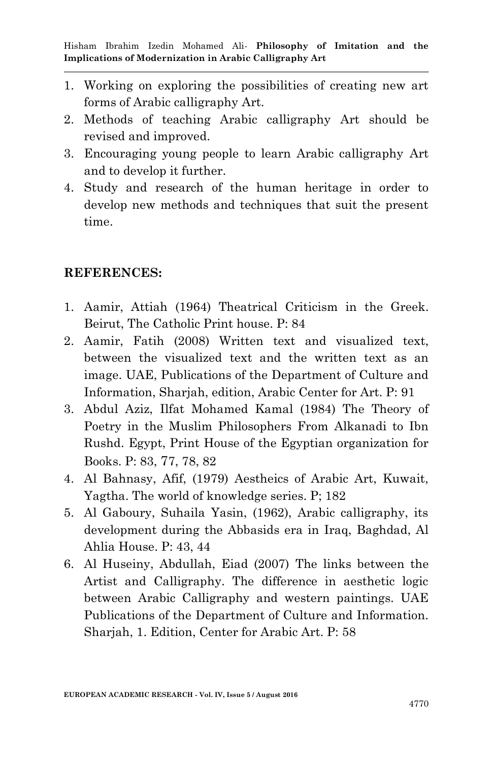1. Working on exploring the possibilities of creating new art forms of Arabic calligraphy Art.
2. Methods of teaching Arabic calligraphy Art should be revised and improved.
3. Encouraging young people to learn Arabic calligraphy Art and to develop it further.
4. Study and research of the human heritage in order to develop new methods and techniques that suit the present time.

## REFERENCES:

1. Aamir, Attiah (1964) Theatrical Criticism in the Greek. Beirut, The Catholic Print house. P: 84
2. Aamir, Fatih (2008) Written text and visualized text, between the visualized text and the written text as an image. UAE, Publications of the Department of Culture and Information, Sharjah, edition, Arabic Center for Art. P: 91
3. Abdul Aziz, Ilfat Mohamed Kamal (1984) The Theory of Poetry in the Muslim Philosophers From Alkanadi to Ibn Rushd. Egypt, Print House of the Egyptian organization for Books. P: 83, 77, 78, 82
4. Al Bahnasy, Afif, (1979) Aestheics of Arabic Art, Kuwait, Yagtha. The world of knowledge series. P; 182
5. Al Gaboury, Suhaila Yasin, (1962), Arabic calligraphy, its development during the Abbasids era in Iraq, Baghdad, Al Ahlia House. P: 43, 44
6. Al Huseiny, Abdullah, Eiad (2007) The links between the Artist and Calligraphy. The difference in aesthetic logic between Arabic Calligraphy and western paintings. UAE Publications of the Department of Culture and Information. Sharjah, 1. Edition, Center for Arabic Art. P: 58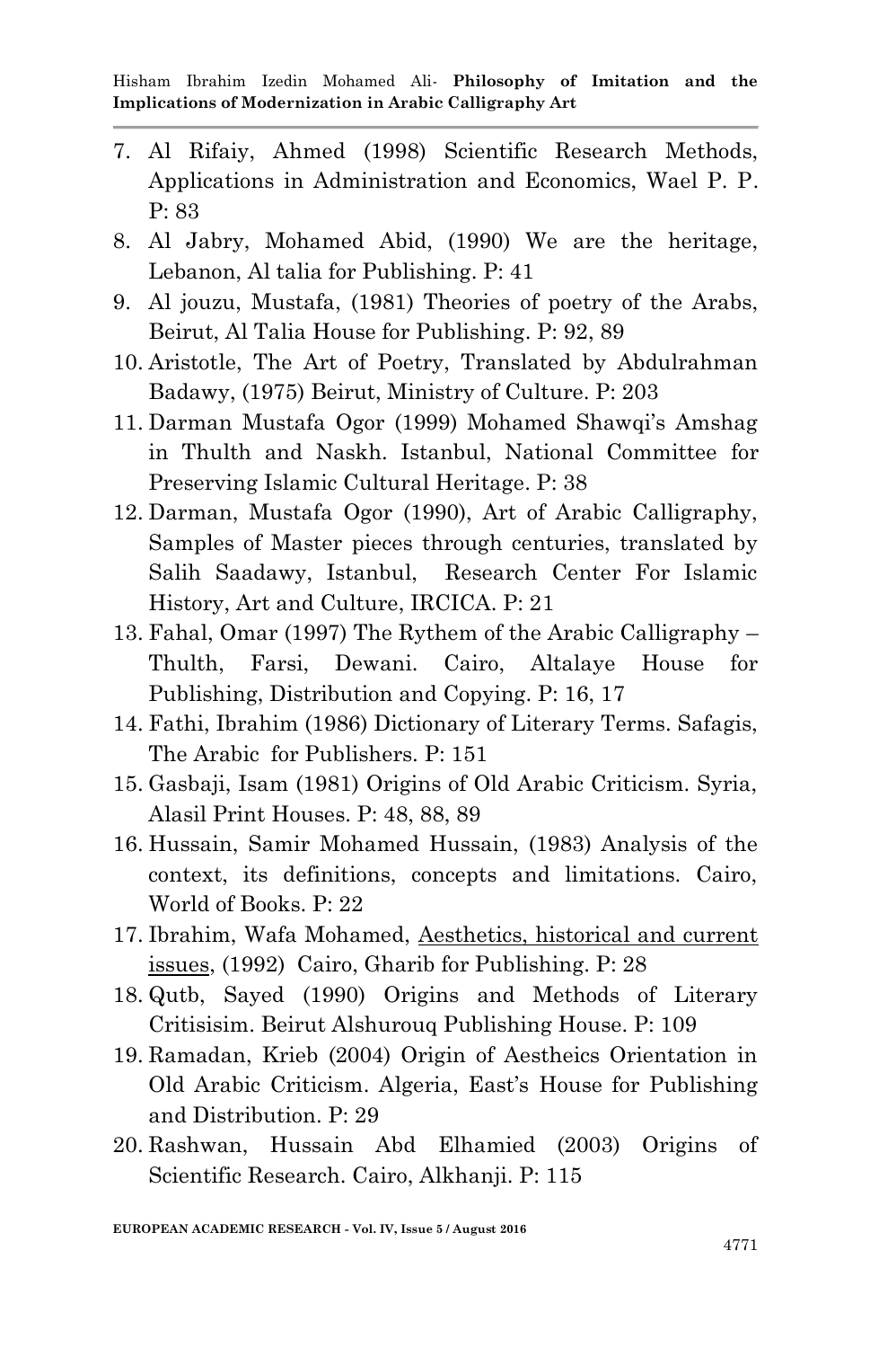7. Al Rifaiy, Ahmed (1998) Scientific Research Methods, Applications in Administration and Economics, Wael P. P. P: 83
8. Al Jabry, Mohamed Abid, (1990) We are the heritage, Lebanon, Al talia for Publishing. P: 41
9. Al jouzu, Mustafa, (1981) Theories of poetry of the Arabs, Beirut, Al Talia House for Publishing. P: 92, 89
10. Aristotle, The Art of Poetry, Translated by Abdulrahman Badawy, (1975) Beirut, Ministry of Culture. P: 203
11. Darman Mustafa Ogor (1999) Mohamed Shawqi's Amshag in Thulth and Naskh. Istanbul, National Committee for Preserving Islamic Cultural Heritage. P: 38
12. Darman, Mustafa Ogor (1990), Art of Arabic Calligraphy, Samples of Master pieces through centuries, translated by Salih Saadawy, Istanbul, Research Center For Islamic History, Art and Culture, IRCICA. P: 21
13. Fahal, Omar (1997) The Rythem of the Arabic Calligraphy – Thulth, Farsi, Dewani. Cairo, Altalaye House for Publishing, Distribution and Copying. P: 16, 17
14. Fathi, Ibrahim (1986) Dictionary of Literary Terms. Safagis, The Arabic for Publishers. P: 151
15. Gasbaji, Isam (1981) Origins of Old Arabic Criticism. Syria, Alasil Print Houses. P: 48, 88, 89
16. Hussain, Samir Mohamed Hussain, (1983) Analysis of the context, its definitions, concepts and limitations. Cairo, World of Books. P: 22
17. Ibrahim, Wafa Mohamed, <u>Aesthetics, historical and current issues</u>, (1992) Cairo, Gharib for Publishing. P: 28
18. Qutb, Sayed (1990) Origins and Methods of Literary Critisisim. Beirut Alshurouq Publishing House. P: 109
19. Ramadan, Krieb (2004) Origin of Aestheics Orientation in Old Arabic Criticism. Algeria, East's House for Publishing and Distribution. P: 29
20. Rashwan, Hussain Abd Elhamied (2003) Origins of Scientific Research. Cairo, Alkhanji. P: 115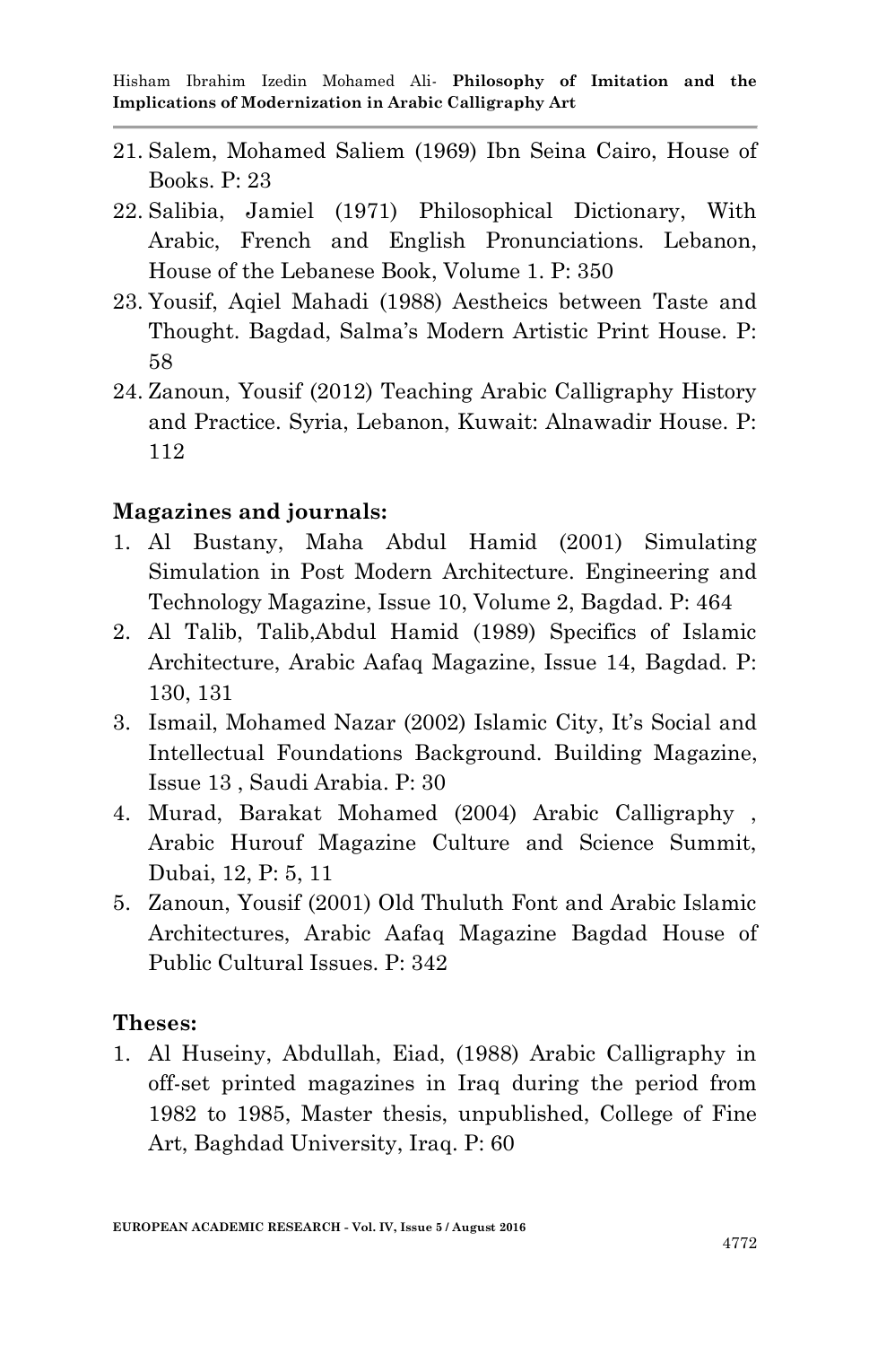21. Salem, Mohamed Saliem (1969) Ibn Seina Cairo, House of Books. P: 23
22. Salibia, Jamiel (1971) Philosophical Dictionary, With Arabic, French and English Pronunciations. Lebanon, House of the Lebanese Book, Volume 1. P: 350
23. Yousif, Aqiel Mahadi (1988) Aestheics between Taste and Thought. Bagdad, Salma's Modern Artistic Print House. P: 58
24. Zanoun, Yousif (2012) Teaching Arabic Calligraphy History and Practice. Syria, Lebanon, Kuwait: Alnawadir House. P: 112

**Magazines and journals:**

1. Al Bustany, Maha Abdul Hamid (2001) Simulating Simulation in Post Modern Architecture. Engineering and Technology Magazine, Issue 10, Volume 2, Bagdad. P: 464
2. Al Talib, Talib,Abdul Hamid (1989) Specifics of Islamic Architecture, Arabic Aafaq Magazine, Issue 14, Bagdad. P: 130, 131
3. Ismail, Mohamed Nazar (2002) Islamic City, It's Social and Intellectual Foundations Background. Building Magazine, Issue 13 , Saudi Arabia. P: 30
4. Murad, Barakat Mohamed (2004) Arabic Calligraphy , Arabic Hurouf Magazine Culture and Science Summit, Dubai, 12, P: 5, 11
5. Zanoun, Yousif (2001) Old Thuluth Font and Arabic Islamic Architectures, Arabic Aafaq Magazine Bagdad House of Public Cultural Issues. P: 342

**Theses:**

1. Al Huseiny, Abdullah, Eiad, (1988) Arabic Calligraphy in off-set printed magazines in Iraq during the period from 1982 to 1985, Master thesis, unpublished, College of Fine Art, Baghdad University, Iraq. P: 60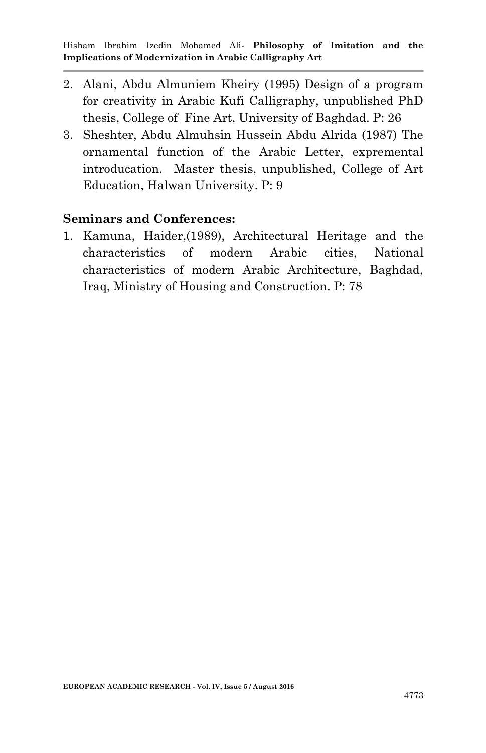2. Alani, Abdu Almuniem Kheiry (1995) Design of a program for creativity in Arabic Kufi Calligraphy, unpublished PhD thesis, College of Fine Art, University of Baghdad. P: 26
3. Sheshter, Abdu Almuhsin Hussein Abdu Alrida (1987) The ornamental function of the Arabic Letter, expremental introducation. Master thesis, unpublished, College of Art Education, Halwan University. P: 9

**Seminars and Conferences:**

1. Kamuna, Haider,(1989), Architectural Heritage and the characteristics of modern Arabic cities, National characteristics of modern Arabic Architecture, Baghdad, Iraq, Ministry of Housing and Construction. P: 78